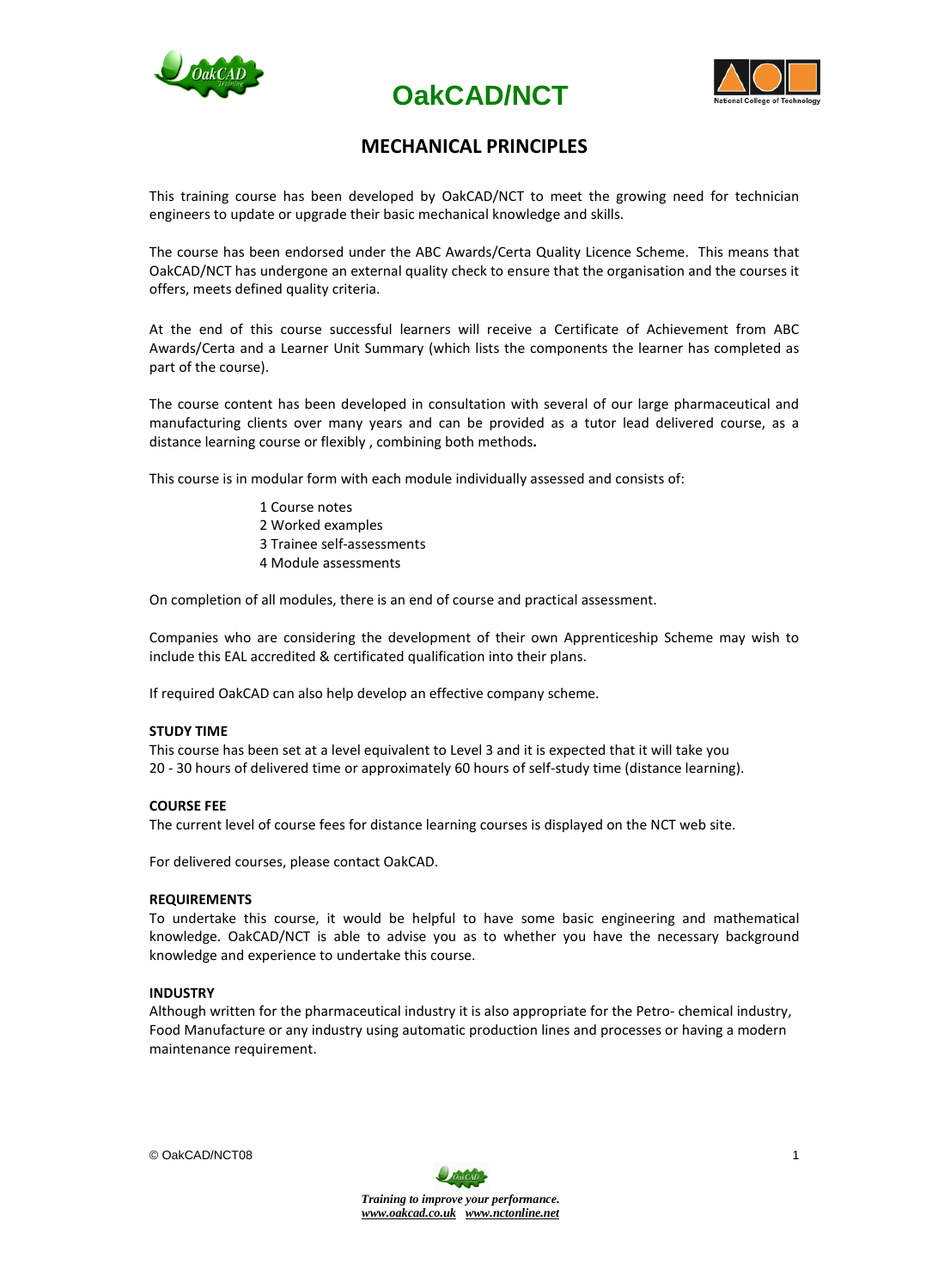# OakCAD/NCT

## MECHANICAL PRINCIPLES

This training course has been developed by OakCAD/NCT to meet the growing need for technician engineers to update or upgrade their basic mechanical knowledge and skills.

The course has been endorsed under the ABC Awards/Certa Quality Licence Scheme. This means that OakCAD/NCT has undergone an external quality check to ensure that the organisation and the courses it offers, meets defined quality criteria.

At the end of this course successful learners will receive a Certificate of Achievement from ABC Awards/Certa and a Learner Unit Summary (which lists the components the learner has completed as part of the course).

The course content has been developed in consultation with several of our large pharmaceutical and manufacturing clients over many years and can be provided as a tutor lead delivered course, as a distance learning course or flexibly , combining both methods**.**

This course is in modular form with each module individually assessed and consists of:

1 Course notes
2 Worked examples
3 Trainee self-assessments
4 Module assessments

On completion of all modules, there is an end of course and practical assessment.

Companies who are considering the development of their own Apprenticeship Scheme may wish to include this EAL accredited & certificated qualification into their plans.

If required OakCAD can also help develop an effective company scheme.

**STUDY TIME**
This course has been set at a level equivalent to Level 3 and it is expected that it will take you 20 - 30 hours of delivered time or approximately 60 hours of self-study time (distance learning).

**COURSE FEE**
The current level of course fees for distance learning courses is displayed on the NCT web site.

For delivered courses, please contact OakCAD.

**REQUIREMENTS**
To undertake this course, it would be helpful to have some basic engineering and mathematical knowledge. OakCAD/NCT is able to advise you as to whether you have the necessary background knowledge and experience to undertake this course.

**INDUSTRY**
Although written for the pharmaceutical industry it is also appropriate for the Petro- chemical industry, Food Manufacture or any industry using automatic production lines and processes or having a modern maintenance requirement.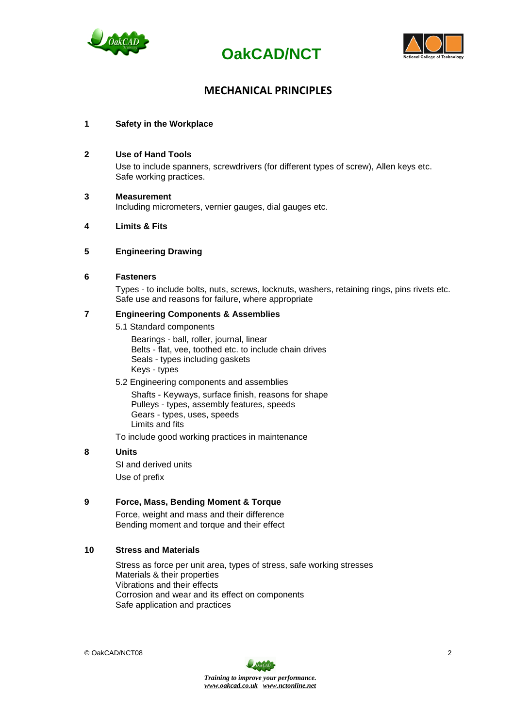# OakCAD/NCT

## MECHANICAL PRINCIPLES

**1 Safety in the Workplace**

**2 Use of Hand Tools**

Use to include spanners, screwdrivers (for different types of screw), Allen keys etc.
Safe working practices.

**3 Measurement**

Including micrometers, vernier gauges, dial gauges etc.

**4 Limits & Fits**

**5 Engineering Drawing**

**6 Fasteners**

Types - to include bolts, nuts, screws, locknuts, washers, retaining rings, pins rivets etc.
Safe use and reasons for failure, where appropriate

**7 Engineering Components & Assemblies**

5.1 Standard components

- Bearings - ball, roller, journal, linear
- Belts - flat, vee, toothed etc. to include chain drives
- Seals - types including gaskets
- Keys - types

5.2 Engineering components and assemblies

- Shafts - Keyways, surface finish, reasons for shape
- Pulleys - types, assembly features, speeds
- Gears - types, uses, speeds
- Limits and fits

To include good working practices in maintenance

**8 Units**

SI and derived units

Use of prefix

**9 Force, Mass, Bending Moment & Torque**

Force, weight and mass and their difference
Bending moment and torque and their effect

**10 Stress and Materials**

Stress as force per unit area, types of stress, safe working stresses
Materials & their properties
Vibrations and their effects
Corrosion and wear and its effect on components
Safe application and practices

© OakCAD/NCT08

*Training to improve your performance.*
*www.oakcad.co.uk www.nctonline.net*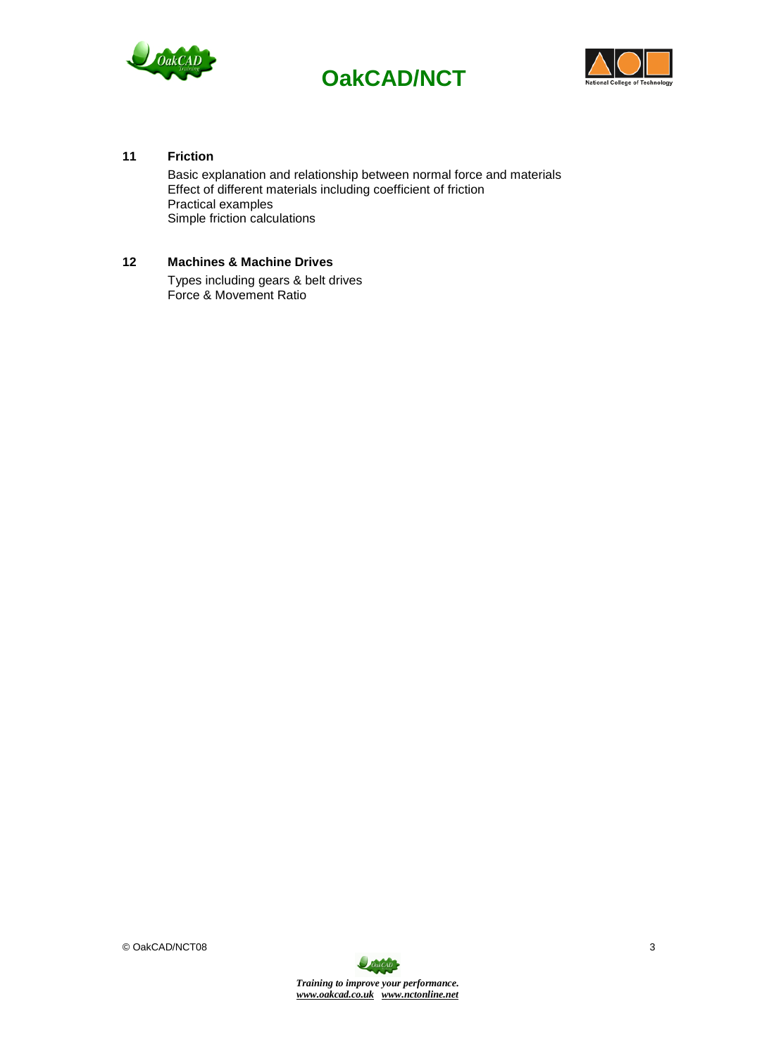### 11 Friction

Basic explanation and relationship between normal force and materials
Effect of different materials including coefficient of friction
Practical examples
Simple friction calculations

### 12 Machines & Machine Drives

Types including gears & belt drives
Force & Movement Ratio